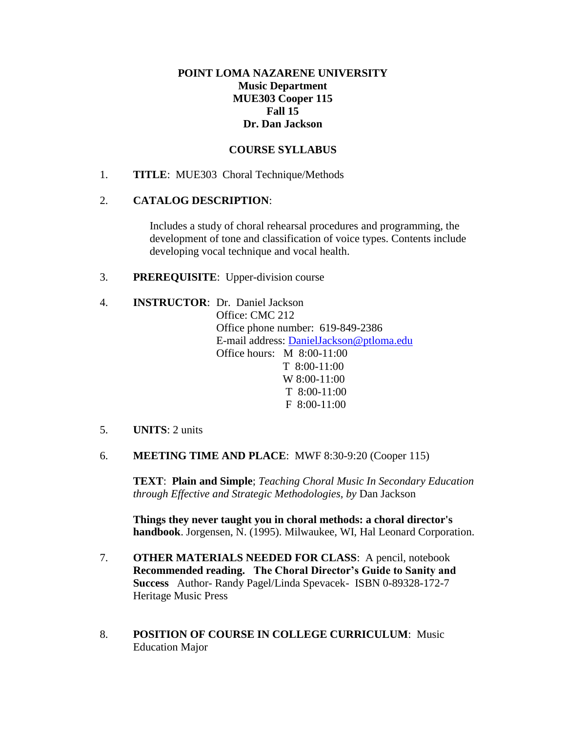**POINT LOMA NAZARENE UNIVERSITY**
**Music Department**
**MUE303 Cooper 115**
**Fall 15**
**Dr. Dan Jackson**

**COURSE SYLLABUS**

1. **TITLE**: MUE303 Choral Technique/Methods

2. **CATALOG DESCRIPTION**:

   Includes a study of choral rehearsal procedures and programming, the development of tone and classification of voice types. Contents include developing vocal technique and vocal health.

3. **PREREQUISITE**: Upper-division course

4. **INSTRUCTOR**: Dr. Daniel Jackson
   Office: CMC 212
   Office phone number: 619-849-2386
   E-mail address: DanielJackson@ptloma.edu
   Office hours: M 8:00-11:00
   T 8:00-11:00
   W 8:00-11:00
   T 8:00-11:00
   F 8:00-11:00

5. **UNITS**: 2 units

6. **MEETING TIME AND PLACE**: MWF 8:30-9:20 (Cooper 115)

   **TEXT**: **Plain and Simple**; *Teaching Choral Music In Secondary Education through Effective and Strategic Methodologies, by* Dan Jackson

   **Things they never taught you in choral methods: a choral director's handbook**. Jorgensen, N. (1995). Milwaukee, WI, Hal Leonard Corporation.

7. **OTHER MATERIALS NEEDED FOR CLASS**: A pencil, notebook
   **Recommended reading. The Choral Director's Guide to Sanity and Success** Author- Randy Pagel/Linda Spevacek- ISBN 0-89328-172-7 Heritage Music Press

8. **POSITION OF COURSE IN COLLEGE CURRICULUM**: Music Education Major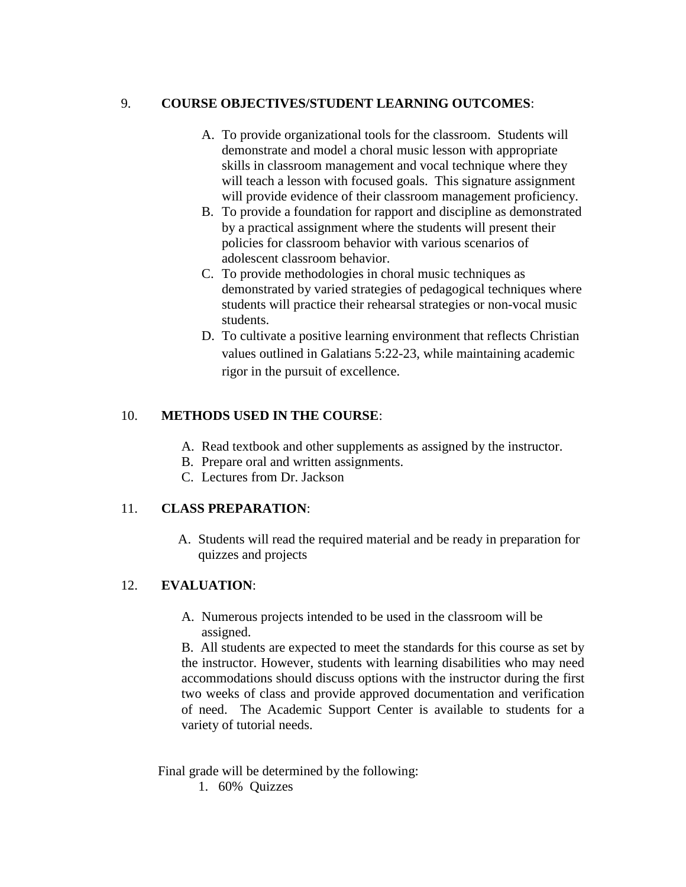9. **COURSE OBJECTIVES/STUDENT LEARNING OUTCOMES**:

   A. To provide organizational tools for the classroom. Students will demonstrate and model a choral music lesson with appropriate skills in classroom management and vocal technique where they will teach a lesson with focused goals. This signature assignment will provide evidence of their classroom management proficiency.
   B. To provide a foundation for rapport and discipline as demonstrated by a practical assignment where the students will present their policies for classroom behavior with various scenarios of adolescent classroom behavior.
   C. To provide methodologies in choral music techniques as demonstrated by varied strategies of pedagogical techniques where students will practice their rehearsal strategies or non-vocal music students.
   D. To cultivate a positive learning environment that reflects Christian values outlined in Galatians 5:22-23, while maintaining academic rigor in the pursuit of excellence.

10. **METHODS USED IN THE COURSE**:

    A. Read textbook and other supplements as assigned by the instructor.
    B. Prepare oral and written assignments.
    C. Lectures from Dr. Jackson

11. **CLASS PREPARATION**:

    A. Students will read the required material and be ready in preparation for quizzes and projects

12. **EVALUATION**:

    A. Numerous projects intended to be used in the classroom will be assigned.

    B. All students are expected to meet the standards for this course as set by the instructor. However, students with learning disabilities who may need accommodations should discuss options with the instructor during the first two weeks of class and provide approved documentation and verification of need. The Academic Support Center is available to students for a variety of tutorial needs.

Final grade will be determined by the following:

1. 60% Quizzes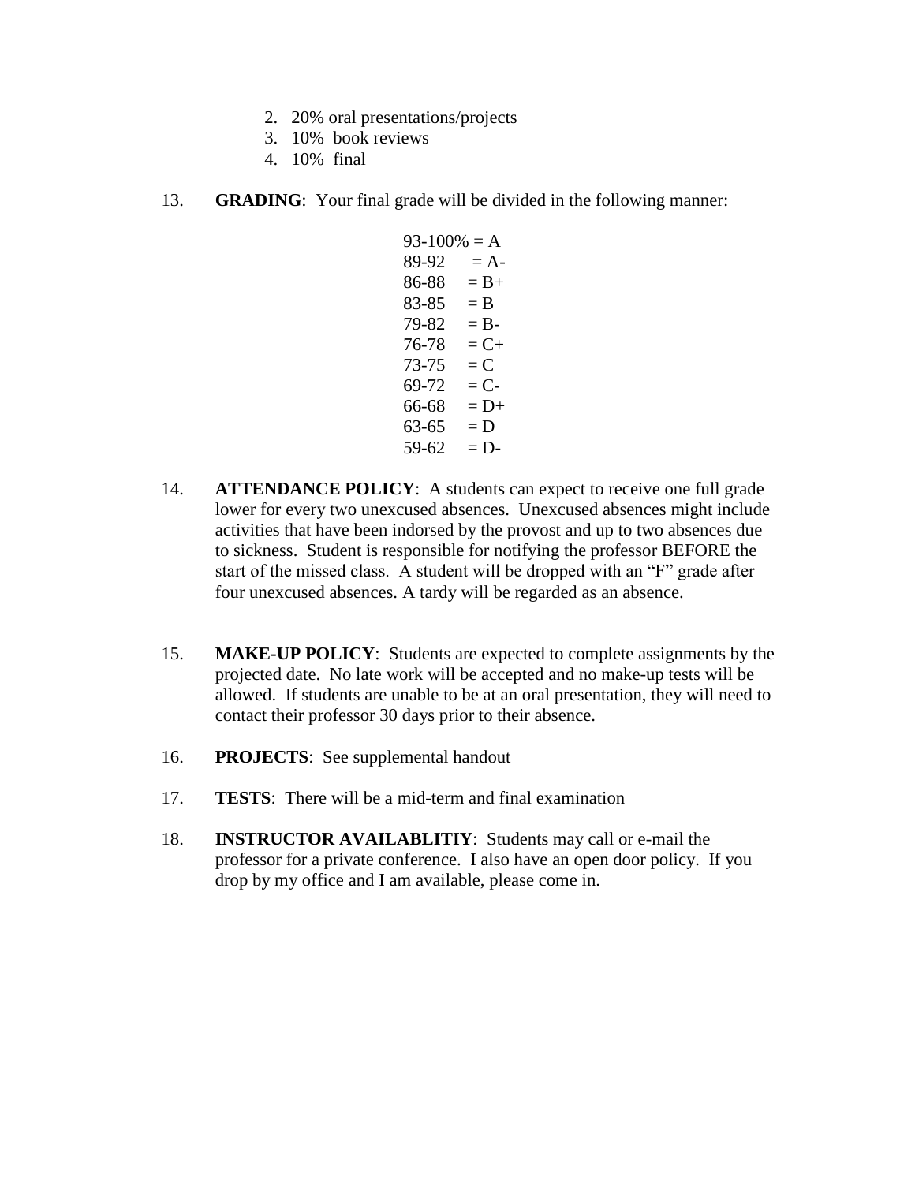2. 20% oral presentations/projects
3. 10% book reviews
4. 10% final

13. **GRADING**: Your final grade will be divided in the following manner:

93-100% = A
89-92 = A-
86-88 = B+
83-85 = B
79-82 = B-
76-78 = C+
73-75 = C
69-72 = C-
66-68 = D+
63-65 = D
59-62 = D-

14. **ATTENDANCE POLICY**: A students can expect to receive one full grade lower for every two unexcused absences. Unexcused absences might include activities that have been indorsed by the provost and up to two absences due to sickness. Student is responsible for notifying the professor BEFORE the start of the missed class. A student will be dropped with an "F" grade after four unexcused absences. A tardy will be regarded as an absence.

15. **MAKE-UP POLICY**: Students are expected to complete assignments by the projected date. No late work will be accepted and no make-up tests will be allowed. If students are unable to be at an oral presentation, they will need to contact their professor 30 days prior to their absence.

16. **PROJECTS**: See supplemental handout

17. **TESTS**: There will be a mid-term and final examination

18. **INSTRUCTOR AVAILABLITIY**: Students may call or e-mail the professor for a private conference. I also have an open door policy. If you drop by my office and I am available, please come in.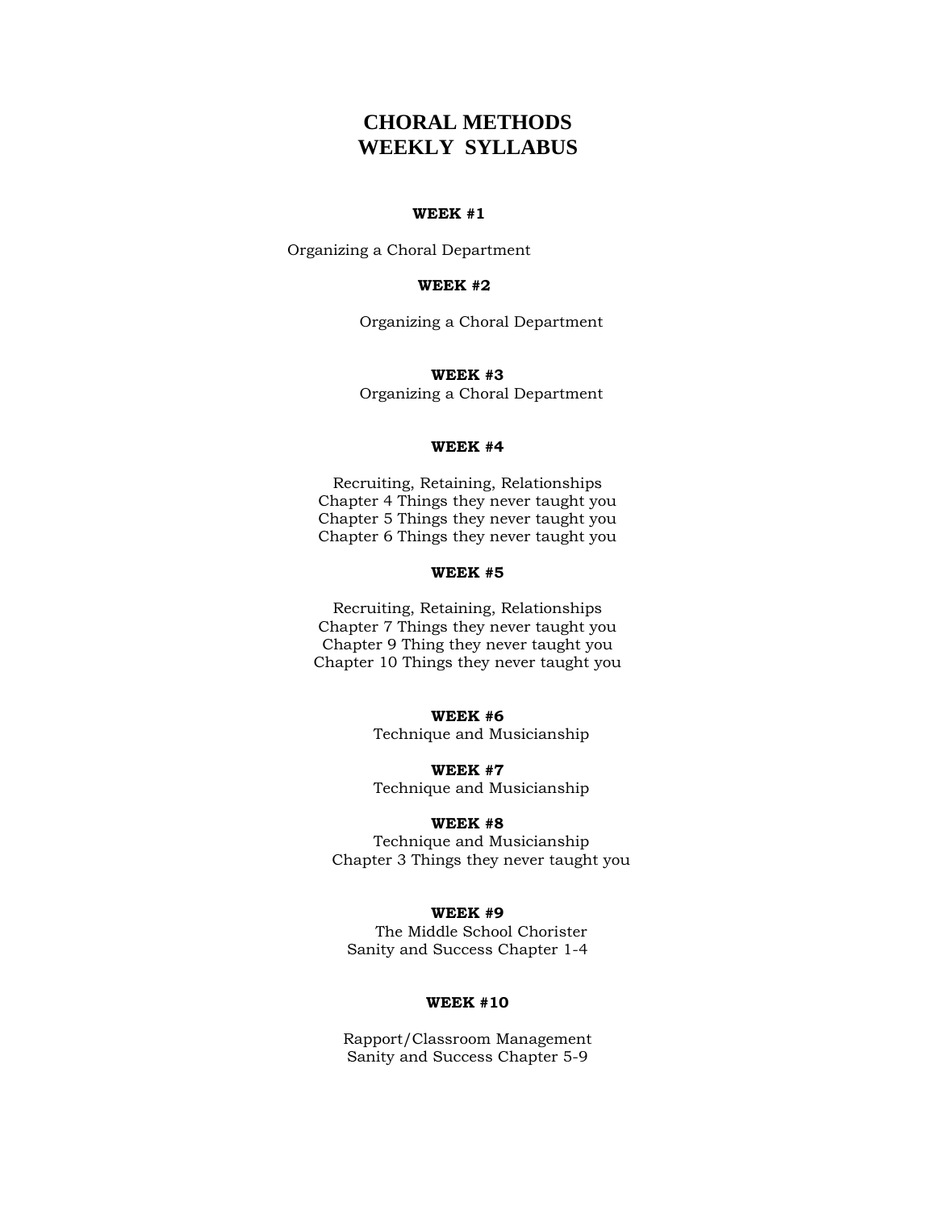# CHORAL METHODS
# WEEKLY SYLLABUS

**WEEK #1**

Organizing a Choral Department

**WEEK #2**

Organizing a Choral Department

**WEEK #3**

Organizing a Choral Department

**WEEK #4**

Recruiting, Retaining, Relationships
Chapter 4 Things they never taught you
Chapter 5 Things they never taught you
Chapter 6 Things they never taught you

**WEEK #5**

Recruiting, Retaining, Relationships
Chapter 7 Things they never taught you
Chapter 9 Thing they never taught you
Chapter 10 Things they never taught you

**WEEK #6**

Technique and Musicianship

**WEEK #7**

Technique and Musicianship

**WEEK #8**

Technique and Musicianship
Chapter 3 Things they never taught you

**WEEK #9**

The Middle School Chorister
Sanity and Success Chapter 1-4

**WEEK #10**

Rapport/Classroom Management
Sanity and Success Chapter 5-9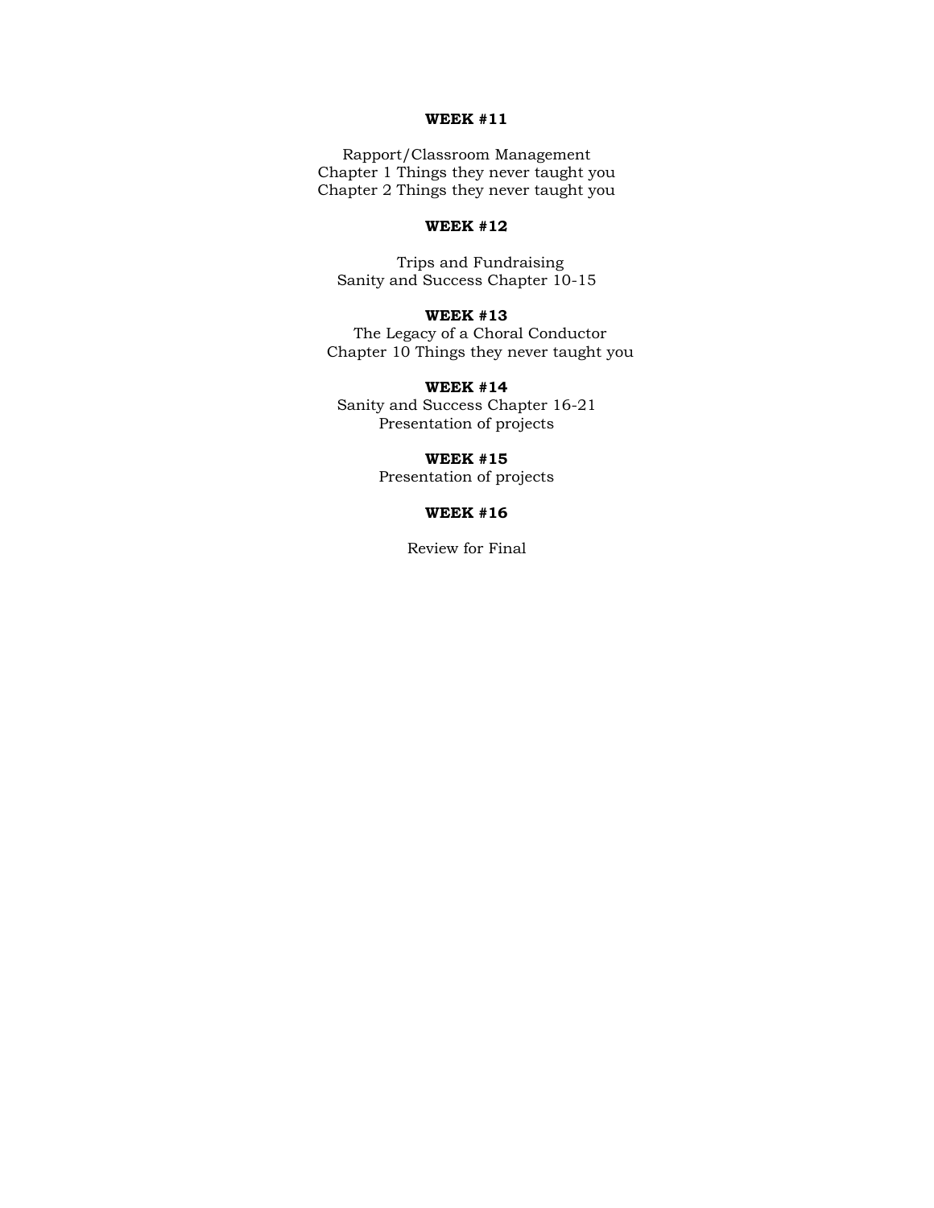**WEEK #11**

Rapport/Classroom Management
Chapter 1 Things they never taught you
Chapter 2 Things they never taught you

**WEEK #12**

Trips and Fundraising
Sanity and Success Chapter 10-15

**WEEK #13**

The Legacy of a Choral Conductor
Chapter 10 Things they never taught you

**WEEK #14**

Sanity and Success Chapter 16-21
Presentation of projects

**WEEK #15**

Presentation of projects

**WEEK #16**

Review for Final